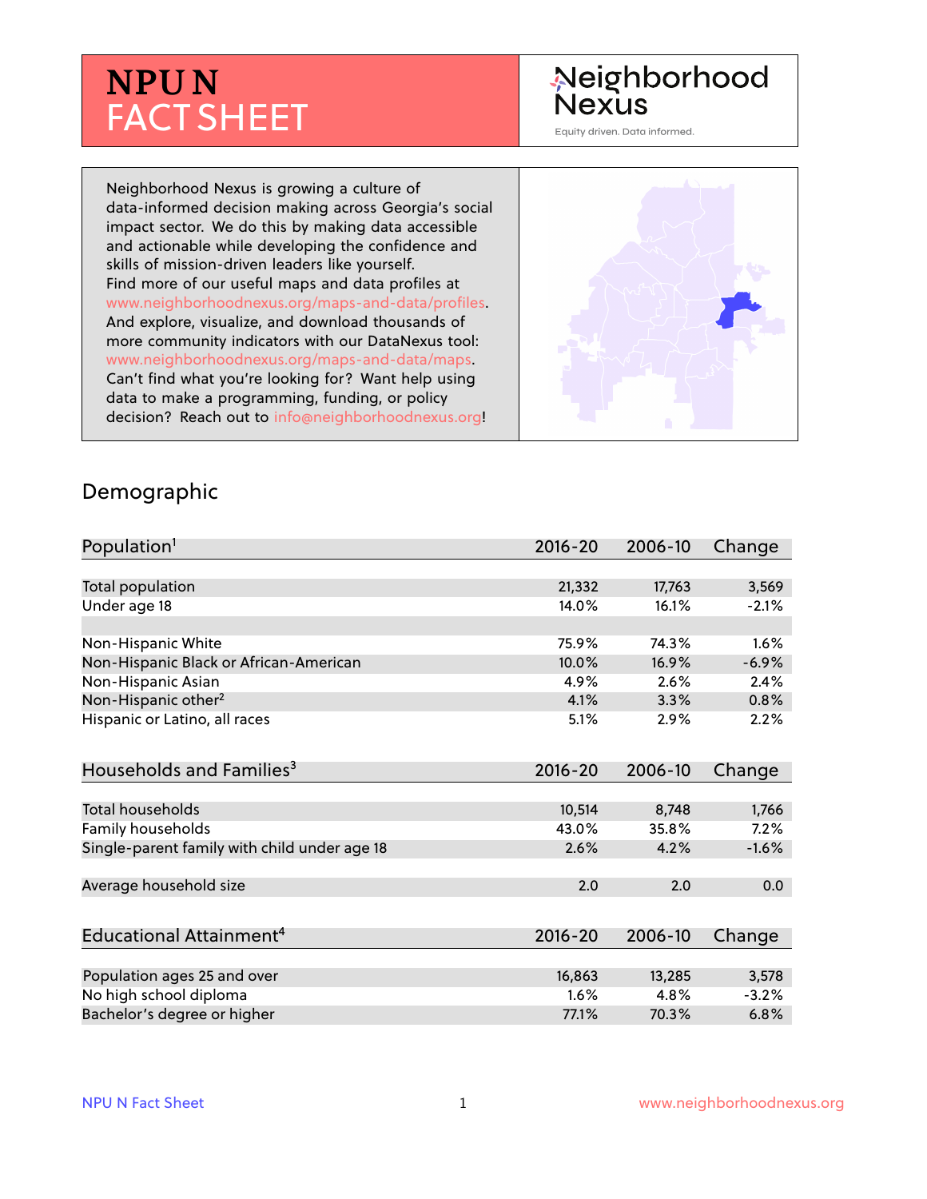# NPU N FACT SHEET

Neighborhood Nexus

Equity driven. Data informed.

Neighborhood Nexus is growing a culture of data-informed decision making across Georgia's social impact sector. We do this by making data accessible and actionable while developing the confidence and skills of mission-driven leaders like yourself. Find more of our useful maps and data profiles at www.neighborhoodnexus.org/maps-and-data/profiles. And explore, visualize, and download thousands of more community indicators with our DataNexus tool: www.neighborhoodnexus.org/maps-and-data/maps. Can't find what you're looking for? Want help using data to make a programming, funding, or policy decision? Reach out to info@neighborhoodnexus.org!

## Demographic

| Population[1] | 2016-20 | 2006-10 | Change |
|---|---|---|---|
| Total population | 21,332 | 17,763 | 3,569 |
| Under age 18 | 14.0% | 16.1% | -2.1% |
| | | | |
| Non-Hispanic White | 75.9% | 74.3% | 1.6% |
| Non-Hispanic Black or African-American | 10.0% | 16.9% | -6.9% |
| Non-Hispanic Asian | 4.9% | 2.6% | 2.4% |
| Non-Hispanic other[2] | 4.1% | 3.3% | 0.8% |
| Hispanic or Latino, all races | 5.1% | 2.9% | 2.2% |

| Households and Families[3] | 2016-20 | 2006-10 | Change |
|---|---|---|---|
| Total households | 10,514 | 8,748 | 1,766 |
| Family households | 43.0% | 35.8% | 7.2% |
| Single-parent family with child under age 18 | 2.6% | 4.2% | -1.6% |
| | | | |
| Average household size | 2.0 | 2.0 | 0.0 |

| Educational Attainment[4] | 2016-20 | 2006-10 | Change |
|---|---|---|---|
| Population ages 25 and over | 16,863 | 13,285 | 3,578 |
| No high school diploma | 1.6% | 4.8% | -3.2% |
| Bachelor's degree or higher | 77.1% | 70.3% | 6.8% |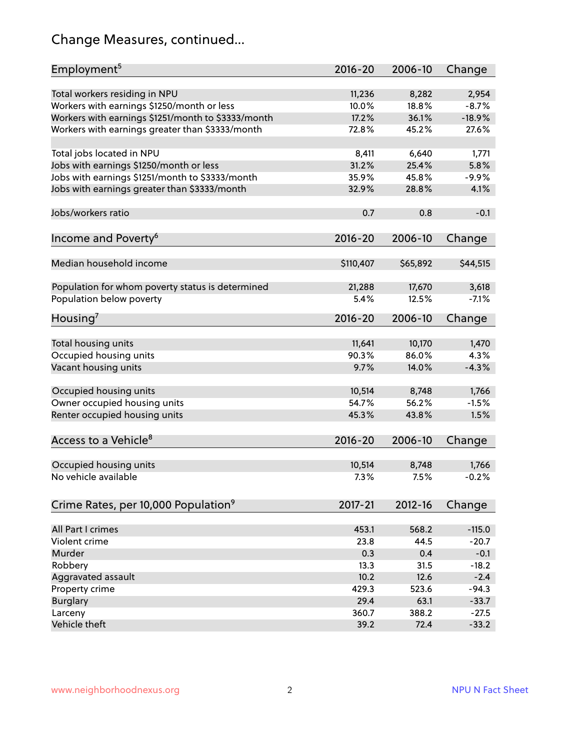# Change Measures, continued...

| Employment[5] | 2016-20 | 2006-10 | Change |
|---|---|---|---|
| Total workers residing in NPU | 11,236 | 8,282 | 2,954 |
| Workers with earnings $1250/month or less | 10.0% | 18.8% | -8.7% |
| Workers with earnings $1251/month to $3333/month | 17.2% | 36.1% | -18.9% |
| Workers with earnings greater than $3333/month | 72.8% | 45.2% | 27.6% |
| | | | |
| Total jobs located in NPU | 8,411 | 6,640 | 1,771 |
| Jobs with earnings $1250/month or less | 31.2% | 25.4% | 5.8% |
| Jobs with earnings $1251/month to $3333/month | 35.9% | 45.8% | -9.9% |
| Jobs with earnings greater than $3333/month | 32.9% | 28.8% | 4.1% |
| | | | |
| Jobs/workers ratio | 0.7 | 0.8 | -0.1 |

| Income and Poverty[6] | 2016-20 | 2006-10 | Change |
|---|---|---|---|
| Median household income | $110,407 | $65,892 | $44,515 |
| | | | |
| Population for whom poverty status is determined | 21,288 | 17,670 | 3,618 |
| Population below poverty | 5.4% | 12.5% | -7.1% |

| Housing[7] | 2016-20 | 2006-10 | Change |
|---|---|---|---|
| Total housing units | 11,641 | 10,170 | 1,470 |
| Occupied housing units | 90.3% | 86.0% | 4.3% |
| Vacant housing units | 9.7% | 14.0% | -4.3% |
| | | | |
| Occupied housing units | 10,514 | 8,748 | 1,766 |
| Owner occupied housing units | 54.7% | 56.2% | -1.5% |
| Renter occupied housing units | 45.3% | 43.8% | 1.5% |

| Access to a Vehicle[8] | 2016-20 | 2006-10 | Change |
|---|---|---|---|
| Occupied housing units | 10,514 | 8,748 | 1,766 |
| No vehicle available | 7.3% | 7.5% | -0.2% |

| Crime Rates, per 10,000 Population[9] | 2017-21 | 2012-16 | Change |
|---|---|---|---|
| All Part I crimes | 453.1 | 568.2 | -115.0 |
| Violent crime | 23.8 | 44.5 | -20.7 |
| Murder | 0.3 | 0.4 | -0.1 |
| Robbery | 13.3 | 31.5 | -18.2 |
| Aggravated assault | 10.2 | 12.6 | -2.4 |
| Property crime | 429.3 | 523.6 | -94.3 |
| Burglary | 29.4 | 63.1 | -33.7 |
| Larceny | 360.7 | 388.2 | -27.5 |
| Vehicle theft | 39.2 | 72.4 | -33.2 |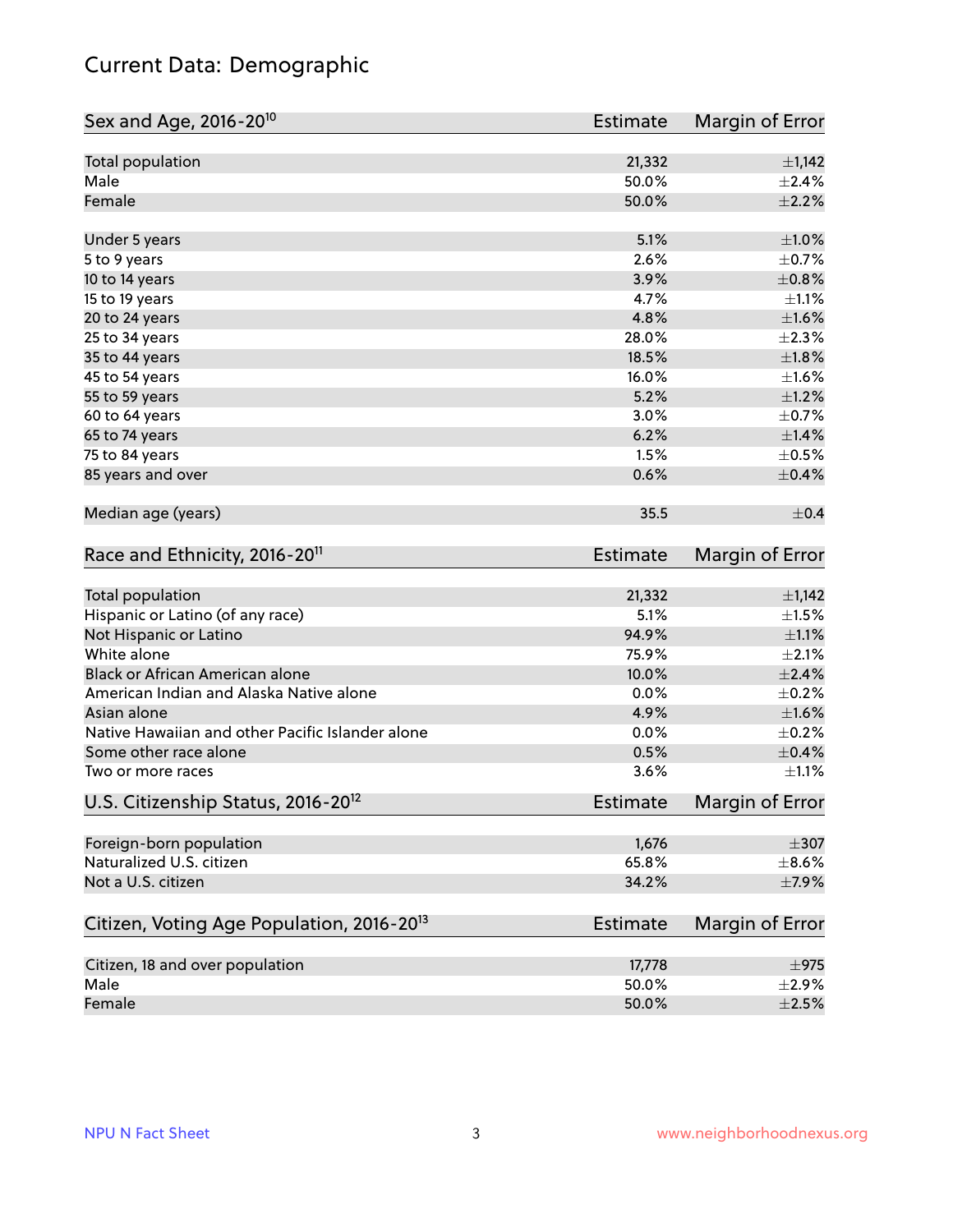# Current Data: Demographic

| Sex and Age, 2016-20[10] | Estimate | Margin of Error |
|---|---|---|
| Total population | 21,332 | ±1,142 |
| Male | 50.0% | ±2.4% |
| Female | 50.0% | ±2.2% |
| Under 5 years | 5.1% | ±1.0% |
| 5 to 9 years | 2.6% | ±0.7% |
| 10 to 14 years | 3.9% | ±0.8% |
| 15 to 19 years | 4.7% | ±1.1% |
| 20 to 24 years | 4.8% | ±1.6% |
| 25 to 34 years | 28.0% | ±2.3% |
| 35 to 44 years | 18.5% | ±1.8% |
| 45 to 54 years | 16.0% | ±1.6% |
| 55 to 59 years | 5.2% | ±1.2% |
| 60 to 64 years | 3.0% | ±0.7% |
| 65 to 74 years | 6.2% | ±1.4% |
| 75 to 84 years | 1.5% | ±0.5% |
| 85 years and over | 0.6% | ±0.4% |
| Median age (years) | 35.5 | ±0.4 |

| Race and Ethnicity, 2016-20[11] | Estimate | Margin of Error |
|---|---|---|
| Total population | 21,332 | ±1,142 |
| Hispanic or Latino (of any race) | 5.1% | ±1.5% |
| Not Hispanic or Latino | 94.9% | ±1.1% |
| White alone | 75.9% | ±2.1% |
| Black or African American alone | 10.0% | ±2.4% |
| American Indian and Alaska Native alone | 0.0% | ±0.2% |
| Asian alone | 4.9% | ±1.6% |
| Native Hawaiian and other Pacific Islander alone | 0.0% | ±0.2% |
| Some other race alone | 0.5% | ±0.4% |
| Two or more races | 3.6% | ±1.1% |

| U.S. Citizenship Status, 2016-20[12] | Estimate | Margin of Error |
|---|---|---|
| Foreign-born population | 1,676 | ±307 |
| Naturalized U.S. citizen | 65.8% | ±8.6% |
| Not a U.S. citizen | 34.2% | ±7.9% |

| Citizen, Voting Age Population, 2016-20[13] | Estimate | Margin of Error |
|---|---|---|
| Citizen, 18 and over population | 17,778 | ±975 |
| Male | 50.0% | ±2.9% |
| Female | 50.0% | ±2.5% |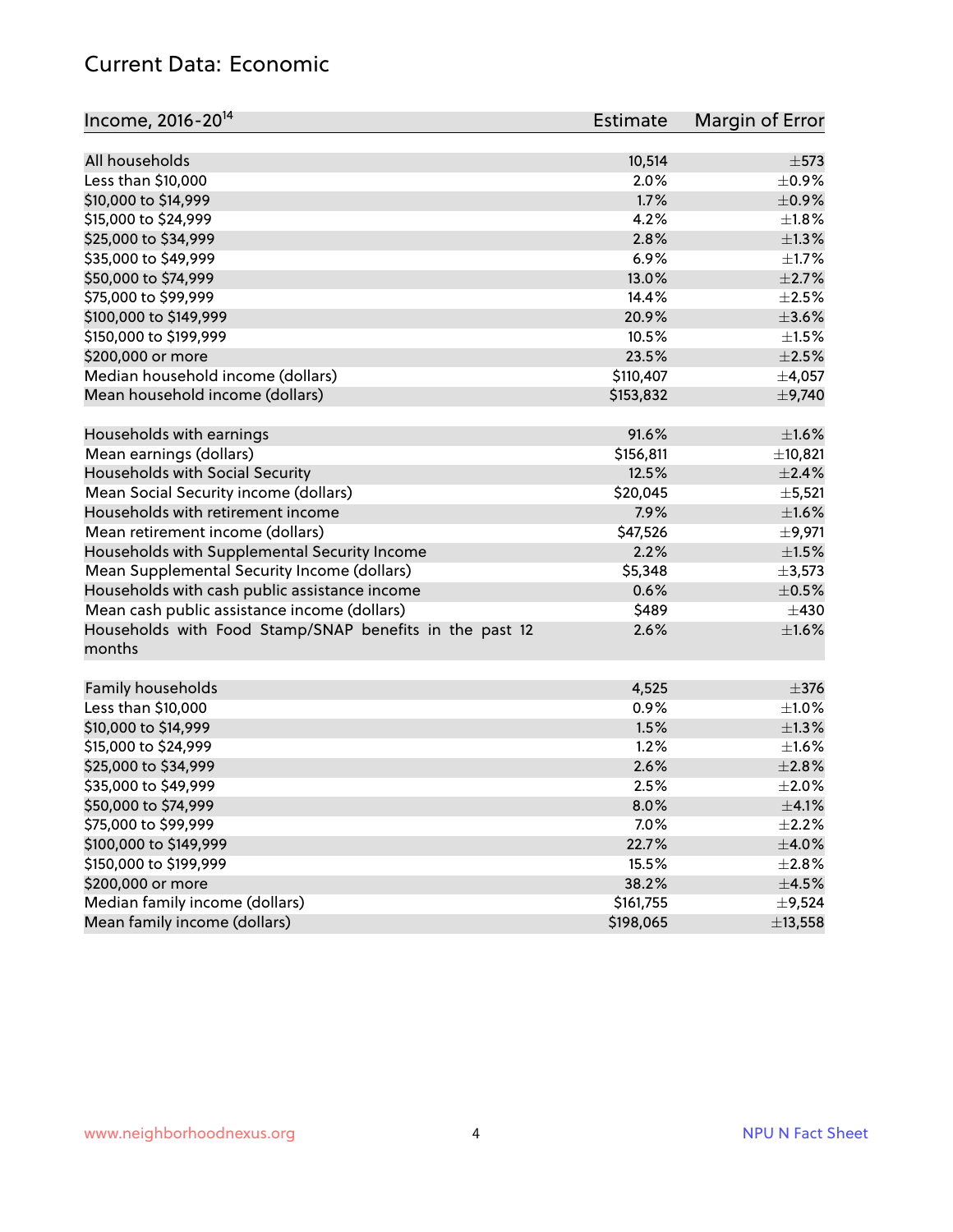## Current Data: Economic

| Income, 2016-20[14] | Estimate | Margin of Error |
|---|---|---|
| All households | 10,514 | ±573 |
| Less than $10,000 | 2.0% | ±0.9% |
| $10,000 to $14,999 | 1.7% | ±0.9% |
| $15,000 to $24,999 | 4.2% | ±1.8% |
| $25,000 to $34,999 | 2.8% | ±1.3% |
| $35,000 to $49,999 | 6.9% | ±1.7% |
| $50,000 to $74,999 | 13.0% | ±2.7% |
| $75,000 to $99,999 | 14.4% | ±2.5% |
| $100,000 to $149,999 | 20.9% | ±3.6% |
| $150,000 to $199,999 | 10.5% | ±1.5% |
| $200,000 or more | 23.5% | ±2.5% |
| Median household income (dollars) | $110,407 | ±4,057 |
| Mean household income (dollars) | $153,832 | ±9,740 |
| | | |
| Households with earnings | 91.6% | ±1.6% |
| Mean earnings (dollars) | $156,811 | ±10,821 |
| Households with Social Security | 12.5% | ±2.4% |
| Mean Social Security income (dollars) | $20,045 | ±5,521 |
| Households with retirement income | 7.9% | ±1.6% |
| Mean retirement income (dollars) | $47,526 | ±9,971 |
| Households with Supplemental Security Income | 2.2% | ±1.5% |
| Mean Supplemental Security Income (dollars) | $5,348 | ±3,573 |
| Households with cash public assistance income | 0.6% | ±0.5% |
| Mean cash public assistance income (dollars) | $489 | ±430 |
| Households with Food Stamp/SNAP benefits in the past 12 months | 2.6% | ±1.6% |
| | | |
| Family households | 4,525 | ±376 |
| Less than $10,000 | 0.9% | ±1.0% |
| $10,000 to $14,999 | 1.5% | ±1.3% |
| $15,000 to $24,999 | 1.2% | ±1.6% |
| $25,000 to $34,999 | 2.6% | ±2.8% |
| $35,000 to $49,999 | 2.5% | ±2.0% |
| $50,000 to $74,999 | 8.0% | ±4.1% |
| $75,000 to $99,999 | 7.0% | ±2.2% |
| $100,000 to $149,999 | 22.7% | ±4.0% |
| $150,000 to $199,999 | 15.5% | ±2.8% |
| $200,000 or more | 38.2% | ±4.5% |
| Median family income (dollars) | $161,755 | ±9,524 |
| Mean family income (dollars) | $198,065 | ±13,558 |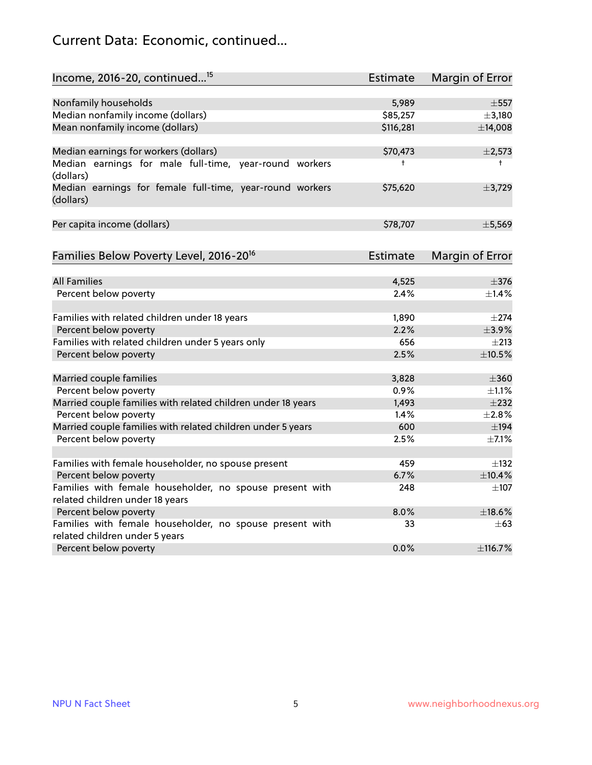## Current Data: Economic, continued...

| Income, 2016-20, continued...[15] | Estimate | Margin of Error |
|---|---|---|
| Nonfamily households | 5,989 | ±557 |
| Median nonfamily income (dollars) | $85,257 | ±3,180 |
| Mean nonfamily income (dollars) | $116,281 | ±14,008 |
| Median earnings for workers (dollars) | $70,473 | ±2,573 |
| Median earnings for male full-time, year-round workers (dollars) | † | † |
| Median earnings for female full-time, year-round workers (dollars) | $75,620 | ±3,729 |
| Per capita income (dollars) | $78,707 | ±5,569 |

| Families Below Poverty Level, 2016-20[16] | Estimate | Margin of Error |
|---|---|---|
| All Families | 4,525 | ±376 |
| Percent below poverty | 2.4% | ±1.4% |
| Families with related children under 18 years | 1,890 | ±274 |
| Percent below poverty | 2.2% | ±3.9% |
| Families with related children under 5 years only | 656 | ±213 |
| Percent below poverty | 2.5% | ±10.5% |
| Married couple families | 3,828 | ±360 |
| Percent below poverty | 0.9% | ±1.1% |
| Married couple families with related children under 18 years | 1,493 | ±232 |
| Percent below poverty | 1.4% | ±2.8% |
| Married couple families with related children under 5 years | 600 | ±194 |
| Percent below poverty | 2.5% | ±7.1% |
| Families with female householder, no spouse present | 459 | ±132 |
| Percent below poverty | 6.7% | ±10.4% |
| Families with female householder, no spouse present with related children under 18 years | 248 | ±107 |
| Percent below poverty | 8.0% | ±18.6% |
| Families with female householder, no spouse present with related children under 5 years | 33 | ±63 |
| Percent below poverty | 0.0% | ±116.7% |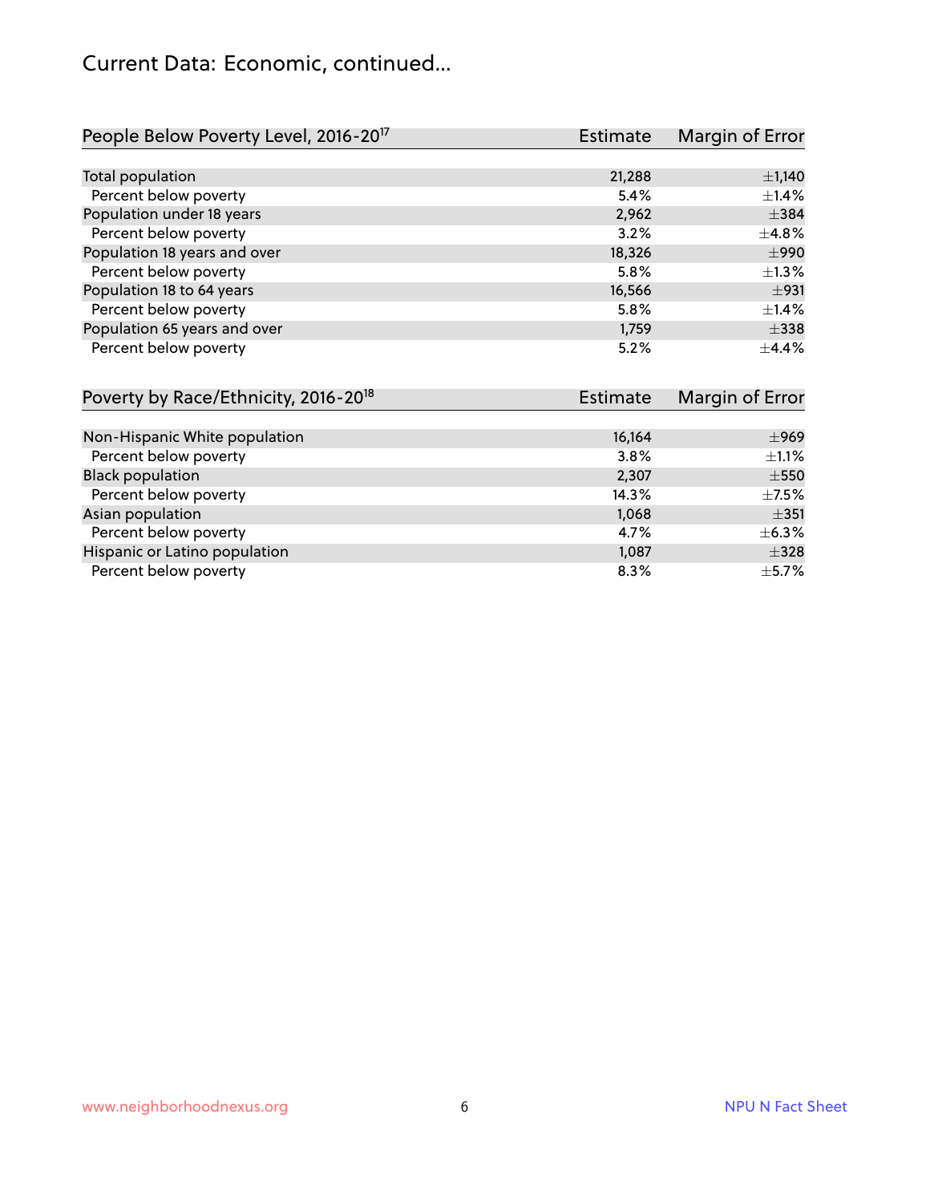## Current Data: Economic, continued...

| People Below Poverty Level, 2016-20[17] | Estimate | Margin of Error |
|---|---|---|
| Total population | 21,288 | ±1,140 |
| Percent below poverty | 5.4% | ±1.4% |
| Population under 18 years | 2,962 | ±384 |
| Percent below poverty | 3.2% | ±4.8% |
| Population 18 years and over | 18,326 | ±990 |
| Percent below poverty | 5.8% | ±1.3% |
| Population 18 to 64 years | 16,566 | ±931 |
| Percent below poverty | 5.8% | ±1.4% |
| Population 65 years and over | 1,759 | ±338 |
| Percent below poverty | 5.2% | ±4.4% |

| Poverty by Race/Ethnicity, 2016-20[18] | Estimate | Margin of Error |
|---|---|---|
| Non-Hispanic White population | 16,164 | ±969 |
| Percent below poverty | 3.8% | ±1.1% |
| Black population | 2,307 | ±550 |
| Percent below poverty | 14.3% | ±7.5% |
| Asian population | 1,068 | ±351 |
| Percent below poverty | 4.7% | ±6.3% |
| Hispanic or Latino population | 1,087 | ±328 |
| Percent below poverty | 8.3% | ±5.7% |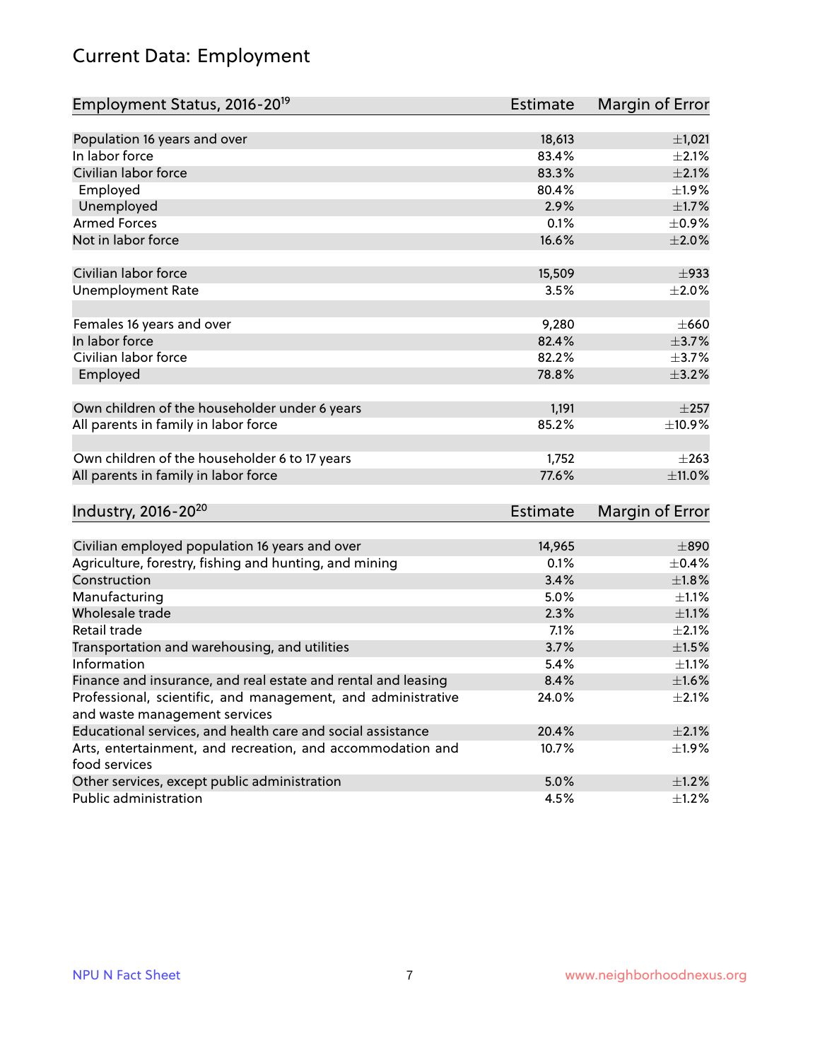# Current Data: Employment

| Employment Status, 2016-20[19] | Estimate | Margin of Error |
|---|---|---|
| Population 16 years and over | 18,613 | ±1,021 |
| In labor force | 83.4% | ±2.1% |
| Civilian labor force | 83.3% | ±2.1% |
| Employed | 80.4% | ±1.9% |
| Unemployed | 2.9% | ±1.7% |
| Armed Forces | 0.1% | ±0.9% |
| Not in labor force | 16.6% | ±2.0% |
| | | |
| Civilian labor force | 15,509 | ±933 |
| Unemployment Rate | 3.5% | ±2.0% |
| | | |
| Females 16 years and over | 9,280 | ±660 |
| In labor force | 82.4% | ±3.7% |
| Civilian labor force | 82.2% | ±3.7% |
| Employed | 78.8% | ±3.2% |
| | | |
| Own children of the householder under 6 years | 1,191 | ±257 |
| All parents in family in labor force | 85.2% | ±10.9% |
| | | |
| Own children of the householder 6 to 17 years | 1,752 | ±263 |
| All parents in family in labor force | 77.6% | ±11.0% |

| Industry, 2016-20[20] | Estimate | Margin of Error |
|---|---|---|
| Civilian employed population 16 years and over | 14,965 | ±890 |
| Agriculture, forestry, fishing and hunting, and mining | 0.1% | ±0.4% |
| Construction | 3.4% | ±1.8% |
| Manufacturing | 5.0% | ±1.1% |
| Wholesale trade | 2.3% | ±1.1% |
| Retail trade | 7.1% | ±2.1% |
| Transportation and warehousing, and utilities | 3.7% | ±1.5% |
| Information | 5.4% | ±1.1% |
| Finance and insurance, and real estate and rental and leasing | 8.4% | ±1.6% |
| Professional, scientific, and management, and administrative and waste management services | 24.0% | ±2.1% |
| Educational services, and health care and social assistance | 20.4% | ±2.1% |
| Arts, entertainment, and recreation, and accommodation and food services | 10.7% | ±1.9% |
| Other services, except public administration | 5.0% | ±1.2% |
| Public administration | 4.5% | ±1.2% |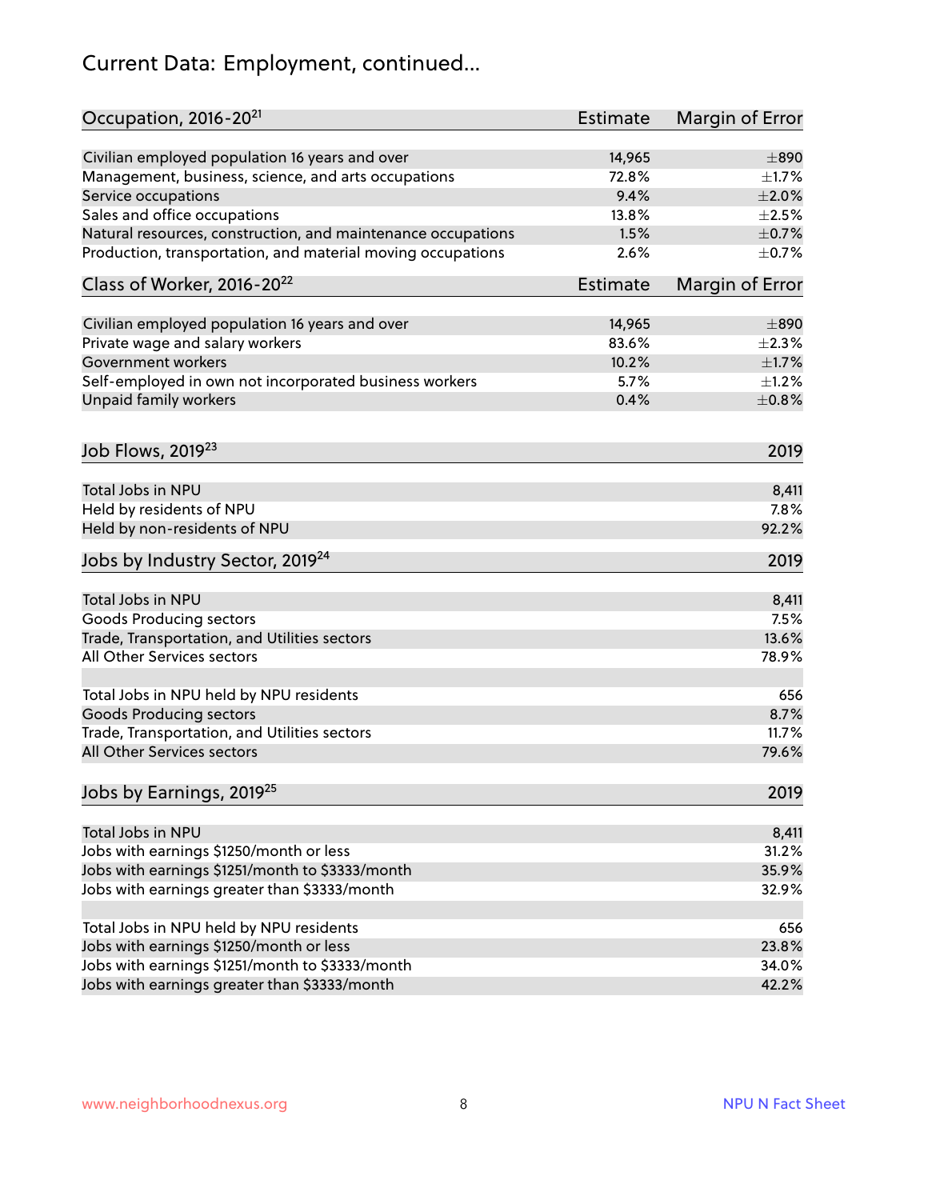# Current Data: Employment, continued...

| Occupation, 2016-20[21] | Estimate | Margin of Error |
|---|---|---|
| Civilian employed population 16 years and over | 14,965 | ±890 |
| Management, business, science, and arts occupations | 72.8% | ±1.7% |
| Service occupations | 9.4% | ±2.0% |
| Sales and office occupations | 13.8% | ±2.5% |
| Natural resources, construction, and maintenance occupations | 1.5% | ±0.7% |
| Production, transportation, and material moving occupations | 2.6% | ±0.7% |

| Class of Worker, 2016-20[22] | Estimate | Margin of Error |
|---|---|---|
| Civilian employed population 16 years and over | 14,965 | ±890 |
| Private wage and salary workers | 83.6% | ±2.3% |
| Government workers | 10.2% | ±1.7% |
| Self-employed in own not incorporated business workers | 5.7% | ±1.2% |
| Unpaid family workers | 0.4% | ±0.8% |

| Job Flows, 2019[23] | 2019 |
|---|---|
| Total Jobs in NPU | 8,411 |
| Held by residents of NPU | 7.8% |
| Held by non-residents of NPU | 92.2% |

| Jobs by Industry Sector, 2019[24] | 2019 |
|---|---|
| Total Jobs in NPU | 8,411 |
| Goods Producing sectors | 7.5% |
| Trade, Transportation, and Utilities sectors | 13.6% |
| All Other Services sectors | 78.9% |
| | |
| Total Jobs in NPU held by NPU residents | 656 |
| Goods Producing sectors | 8.7% |
| Trade, Transportation, and Utilities sectors | 11.7% |
| All Other Services sectors | 79.6% |

| Jobs by Earnings, 2019[25] | 2019 |
|---|---|
| Total Jobs in NPU | 8,411 |
| Jobs with earnings $1250/month or less | 31.2% |
| Jobs with earnings $1251/month to $3333/month | 35.9% |
| Jobs with earnings greater than $3333/month | 32.9% |
| | |
| Total Jobs in NPU held by NPU residents | 656 |
| Jobs with earnings $1250/month or less | 23.8% |
| Jobs with earnings $1251/month to $3333/month | 34.0% |
| Jobs with earnings greater than $3333/month | 42.2% |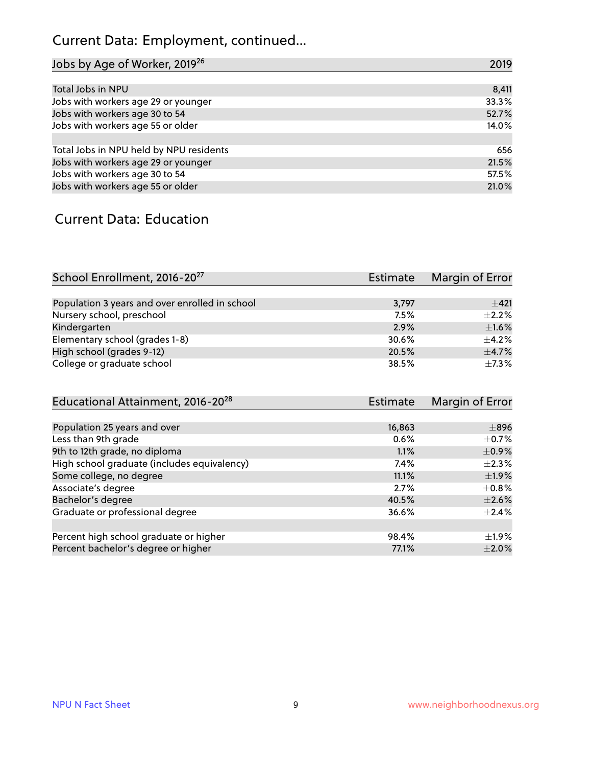# Current Data: Employment, continued...

| Jobs by Age of Worker, 2019[26] | 2019 |
|---|---|
| Total Jobs in NPU | 8,411 |
| Jobs with workers age 29 or younger | 33.3% |
| Jobs with workers age 30 to 54 | 52.7% |
| Jobs with workers age 55 or older | 14.0% |
| | |
| Total Jobs in NPU held by NPU residents | 656 |
| Jobs with workers age 29 or younger | 21.5% |
| Jobs with workers age 30 to 54 | 57.5% |
| Jobs with workers age 55 or older | 21.0% |

# Current Data: Education

| School Enrollment, 2016-20[27] | Estimate | Margin of Error |
|---|---|---|
| Population 3 years and over enrolled in school | 3,797 | ±421 |
| Nursery school, preschool | 7.5% | ±2.2% |
| Kindergarten | 2.9% | ±1.6% |
| Elementary school (grades 1-8) | 30.6% | ±4.2% |
| High school (grades 9-12) | 20.5% | ±4.7% |
| College or graduate school | 38.5% | ±7.3% |

| Educational Attainment, 2016-20[28] | Estimate | Margin of Error |
|---|---|---|
| Population 25 years and over | 16,863 | ±896 |
| Less than 9th grade | 0.6% | ±0.7% |
| 9th to 12th grade, no diploma | 1.1% | ±0.9% |
| High school graduate (includes equivalency) | 7.4% | ±2.3% |
| Some college, no degree | 11.1% | ±1.9% |
| Associate's degree | 2.7% | ±0.8% |
| Bachelor's degree | 40.5% | ±2.6% |
| Graduate or professional degree | 36.6% | ±2.4% |
| | | |
| Percent high school graduate or higher | 98.4% | ±1.9% |
| Percent bachelor's degree or higher | 77.1% | ±2.0% |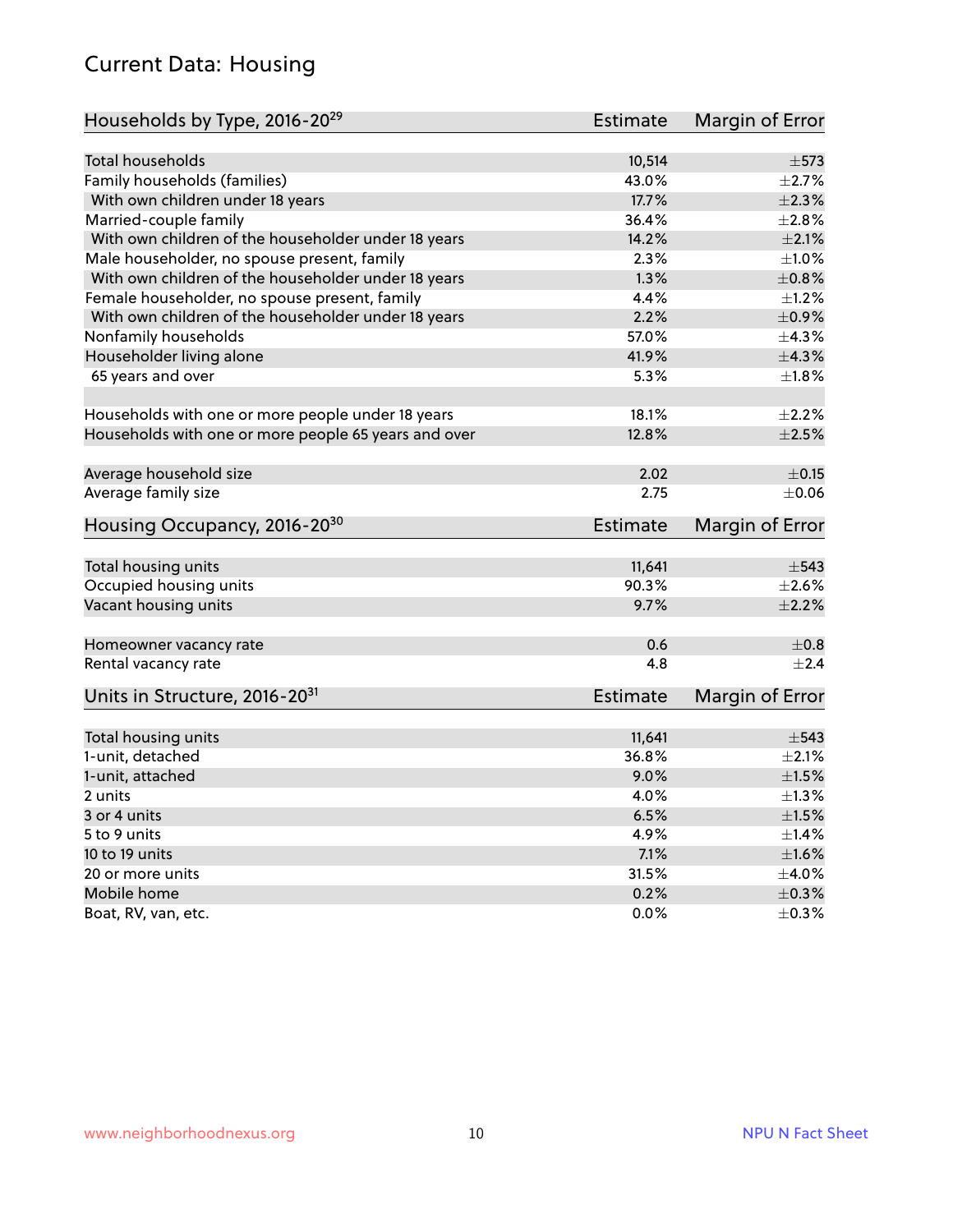## Current Data: Housing

| Households by Type, 2016-20[29] | Estimate | Margin of Error |
|---|---|---|
| Total households | 10,514 | ±573 |
| Family households (families) | 43.0% | ±2.7% |
| With own children under 18 years | 17.7% | ±2.3% |
| Married-couple family | 36.4% | ±2.8% |
| With own children of the householder under 18 years | 14.2% | ±2.1% |
| Male householder, no spouse present, family | 2.3% | ±1.0% |
| With own children of the householder under 18 years | 1.3% | ±0.8% |
| Female householder, no spouse present, family | 4.4% | ±1.2% |
| With own children of the householder under 18 years | 2.2% | ±0.9% |
| Nonfamily households | 57.0% | ±4.3% |
| Householder living alone | 41.9% | ±4.3% |
| 65 years and over | 5.3% | ±1.8% |
| | | |
| Households with one or more people under 18 years | 18.1% | ±2.2% |
| Households with one or more people 65 years and over | 12.8% | ±2.5% |
| | | |
| Average household size | 2.02 | ±0.15 |
| Average family size | 2.75 | ±0.06 |

| Housing Occupancy, 2016-20[30] | Estimate | Margin of Error |
|---|---|---|
| Total housing units | 11,641 | ±543 |
| Occupied housing units | 90.3% | ±2.6% |
| Vacant housing units | 9.7% | ±2.2% |
| | | |
| Homeowner vacancy rate | 0.6 | ±0.8 |
| Rental vacancy rate | 4.8 | ±2.4 |

| Units in Structure, 2016-20[31] | Estimate | Margin of Error |
|---|---|---|
| Total housing units | 11,641 | ±543 |
| 1-unit, detached | 36.8% | ±2.1% |
| 1-unit, attached | 9.0% | ±1.5% |
| 2 units | 4.0% | ±1.3% |
| 3 or 4 units | 6.5% | ±1.5% |
| 5 to 9 units | 4.9% | ±1.4% |
| 10 to 19 units | 7.1% | ±1.6% |
| 20 or more units | 31.5% | ±4.0% |
| Mobile home | 0.2% | ±0.3% |
| Boat, RV, van, etc. | 0.0% | ±0.3% |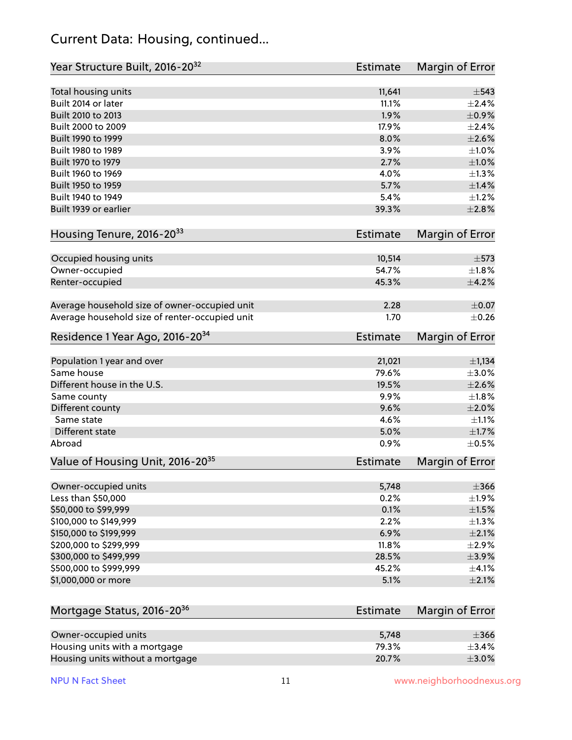## Current Data: Housing, continued...

| Year Structure Built, 2016-20[32] | Estimate | Margin of Error |
|---|---|---|
| Total housing units | 11,641 | ±543 |
| Built 2014 or later | 11.1% | ±2.4% |
| Built 2010 to 2013 | 1.9% | ±0.9% |
| Built 2000 to 2009 | 17.9% | ±2.4% |
| Built 1990 to 1999 | 8.0% | ±2.6% |
| Built 1980 to 1989 | 3.9% | ±1.0% |
| Built 1970 to 1979 | 2.7% | ±1.0% |
| Built 1960 to 1969 | 4.0% | ±1.3% |
| Built 1950 to 1959 | 5.7% | ±1.4% |
| Built 1940 to 1949 | 5.4% | ±1.2% |
| Built 1939 or earlier | 39.3% | ±2.8% |

| Housing Tenure, 2016-20[33] | Estimate | Margin of Error |
|---|---|---|
| Occupied housing units | 10,514 | ±573 |
| Owner-occupied | 54.7% | ±1.8% |
| Renter-occupied | 45.3% | ±4.2% |
| Average household size of owner-occupied unit | 2.28 | ±0.07 |
| Average household size of renter-occupied unit | 1.70 | ±0.26 |

| Residence 1 Year Ago, 2016-20[34] | Estimate | Margin of Error |
|---|---|---|
| Population 1 year and over | 21,021 | ±1,134 |
| Same house | 79.6% | ±3.0% |
| Different house in the U.S. | 19.5% | ±2.6% |
| Same county | 9.9% | ±1.8% |
| Different county | 9.6% | ±2.0% |
| Same state | 4.6% | ±1.1% |
| Different state | 5.0% | ±1.7% |
| Abroad | 0.9% | ±0.5% |

| Value of Housing Unit, 2016-20[35] | Estimate | Margin of Error |
|---|---|---|
| Owner-occupied units | 5,748 | ±366 |
| Less than $50,000 | 0.2% | ±1.9% |
| $50,000 to $99,999 | 0.1% | ±1.5% |
| $100,000 to $149,999 | 2.2% | ±1.3% |
| $150,000 to $199,999 | 6.9% | ±2.1% |
| $200,000 to $299,999 | 11.8% | ±2.9% |
| $300,000 to $499,999 | 28.5% | ±3.9% |
| $500,000 to $999,999 | 45.2% | ±4.1% |
| $1,000,000 or more | 5.1% | ±2.1% |

| Mortgage Status, 2016-20[36] | Estimate | Margin of Error |
|---|---|---|
| Owner-occupied units | 5,748 | ±366 |
| Housing units with a mortgage | 79.3% | ±3.4% |
| Housing units without a mortgage | 20.7% | ±3.0% |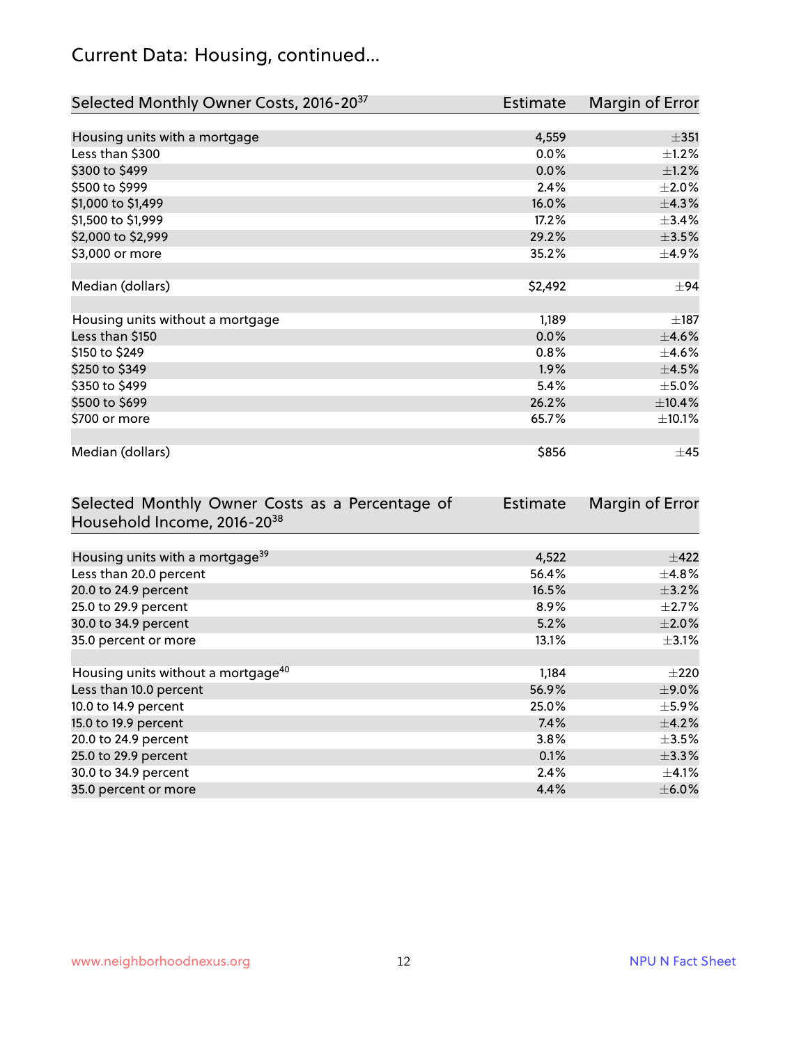## Current Data: Housing, continued...

| Selected Monthly Owner Costs, 2016-20[37] | Estimate | Margin of Error |
|---|---|---|
| Housing units with a mortgage | 4,559 | ±351 |
| Less than $300 | 0.0% | ±1.2% |
| $300 to $499 | 0.0% | ±1.2% |
| $500 to $999 | 2.4% | ±2.0% |
| $1,000 to $1,499 | 16.0% | ±4.3% |
| $1,500 to $1,999 | 17.2% | ±3.4% |
| $2,000 to $2,999 | 29.2% | ±3.5% |
| $3,000 or more | 35.2% | ±4.9% |
| | | |
| Median (dollars) | $2,492 | ±94 |
| | | |
| Housing units without a mortgage | 1,189 | ±187 |
| Less than $150 | 0.0% | ±4.6% |
| $150 to $249 | 0.8% | ±4.6% |
| $250 to $349 | 1.9% | ±4.5% |
| $350 to $499 | 5.4% | ±5.0% |
| $500 to $699 | 26.2% | ±10.4% |
| $700 or more | 65.7% | ±10.1% |
| | | |
| Median (dollars) | $856 | ±45 |

| Selected Monthly Owner Costs as a Percentage of Household Income, 2016-20[38] | Estimate | Margin of Error |
|---|---|---|
| Housing units with a mortgage[39] | 4,522 | ±422 |
| Less than 20.0 percent | 56.4% | ±4.8% |
| 20.0 to 24.9 percent | 16.5% | ±3.2% |
| 25.0 to 29.9 percent | 8.9% | ±2.7% |
| 30.0 to 34.9 percent | 5.2% | ±2.0% |
| 35.0 percent or more | 13.1% | ±3.1% |
| | | |
| Housing units without a mortgage[40] | 1,184 | ±220 |
| Less than 10.0 percent | 56.9% | ±9.0% |
| 10.0 to 14.9 percent | 25.0% | ±5.9% |
| 15.0 to 19.9 percent | 7.4% | ±4.2% |
| 20.0 to 24.9 percent | 3.8% | ±3.5% |
| 25.0 to 29.9 percent | 0.1% | ±3.3% |
| 30.0 to 34.9 percent | 2.4% | ±4.1% |
| 35.0 percent or more | 4.4% | ±6.0% |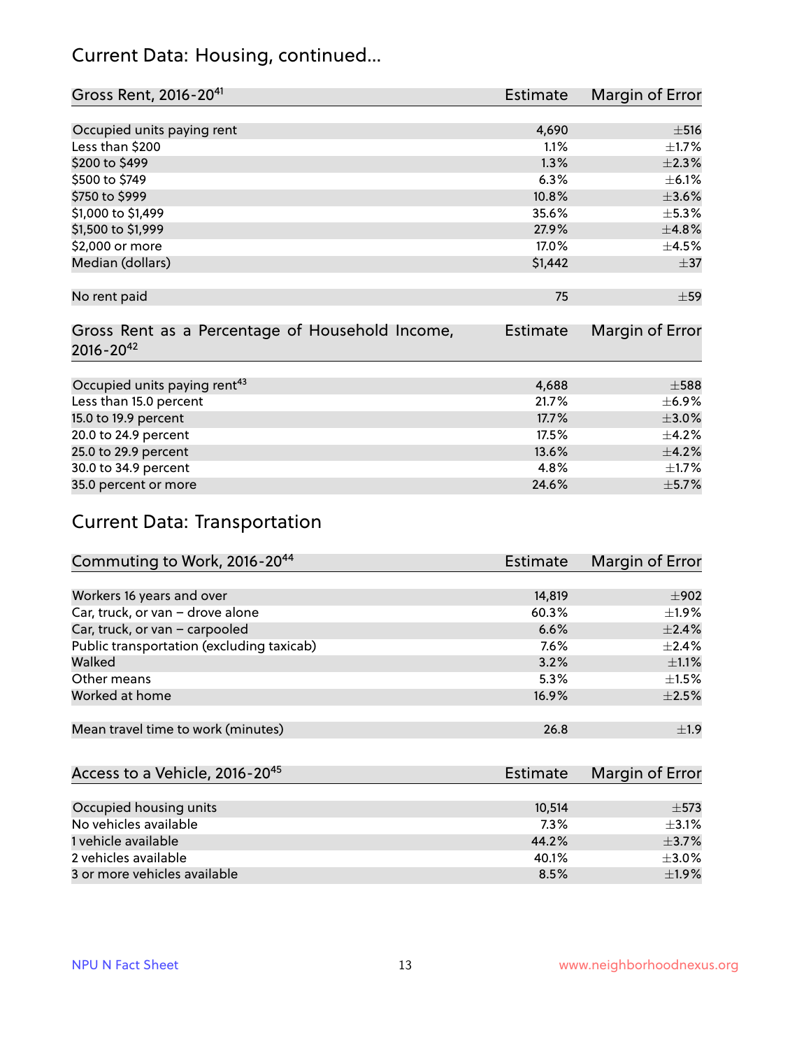## Current Data: Housing, continued...

| Gross Rent, 2016-20[41] | Estimate | Margin of Error |
|---|---|---|
| Occupied units paying rent | 4,690 | ±516 |
| Less than $200 | 1.1% | ±1.7% |
| $200 to $499 | 1.3% | ±2.3% |
| $500 to $749 | 6.3% | ±6.1% |
| $750 to $999 | 10.8% | ±3.6% |
| $1,000 to $1,499 | 35.6% | ±5.3% |
| $1,500 to $1,999 | 27.9% | ±4.8% |
| $2,000 or more | 17.0% | ±4.5% |
| Median (dollars) | $1,442 | ±37 |
| No rent paid | 75 | ±59 |

| Gross Rent as a Percentage of Household Income, 2016-20[42] | Estimate | Margin of Error |
|---|---|---|
| Occupied units paying rent[43] | 4,688 | ±588 |
| Less than 15.0 percent | 21.7% | ±6.9% |
| 15.0 to 19.9 percent | 17.7% | ±3.0% |
| 20.0 to 24.9 percent | 17.5% | ±4.2% |
| 25.0 to 29.9 percent | 13.6% | ±4.2% |
| 30.0 to 34.9 percent | 4.8% | ±1.7% |
| 35.0 percent or more | 24.6% | ±5.7% |

## Current Data: Transportation

| Commuting to Work, 2016-20[44] | Estimate | Margin of Error |
|---|---|---|
| Workers 16 years and over | 14,819 | ±902 |
| Car, truck, or van – drove alone | 60.3% | ±1.9% |
| Car, truck, or van – carpooled | 6.6% | ±2.4% |
| Public transportation (excluding taxicab) | 7.6% | ±2.4% |
| Walked | 3.2% | ±1.1% |
| Other means | 5.3% | ±1.5% |
| Worked at home | 16.9% | ±2.5% |
| Mean travel time to work (minutes) | 26.8 | ±1.9 |

| Access to a Vehicle, 2016-20[45] | Estimate | Margin of Error |
|---|---|---|
| Occupied housing units | 10,514 | ±573 |
| No vehicles available | 7.3% | ±3.1% |
| 1 vehicle available | 44.2% | ±3.7% |
| 2 vehicles available | 40.1% | ±3.0% |
| 3 or more vehicles available | 8.5% | ±1.9% |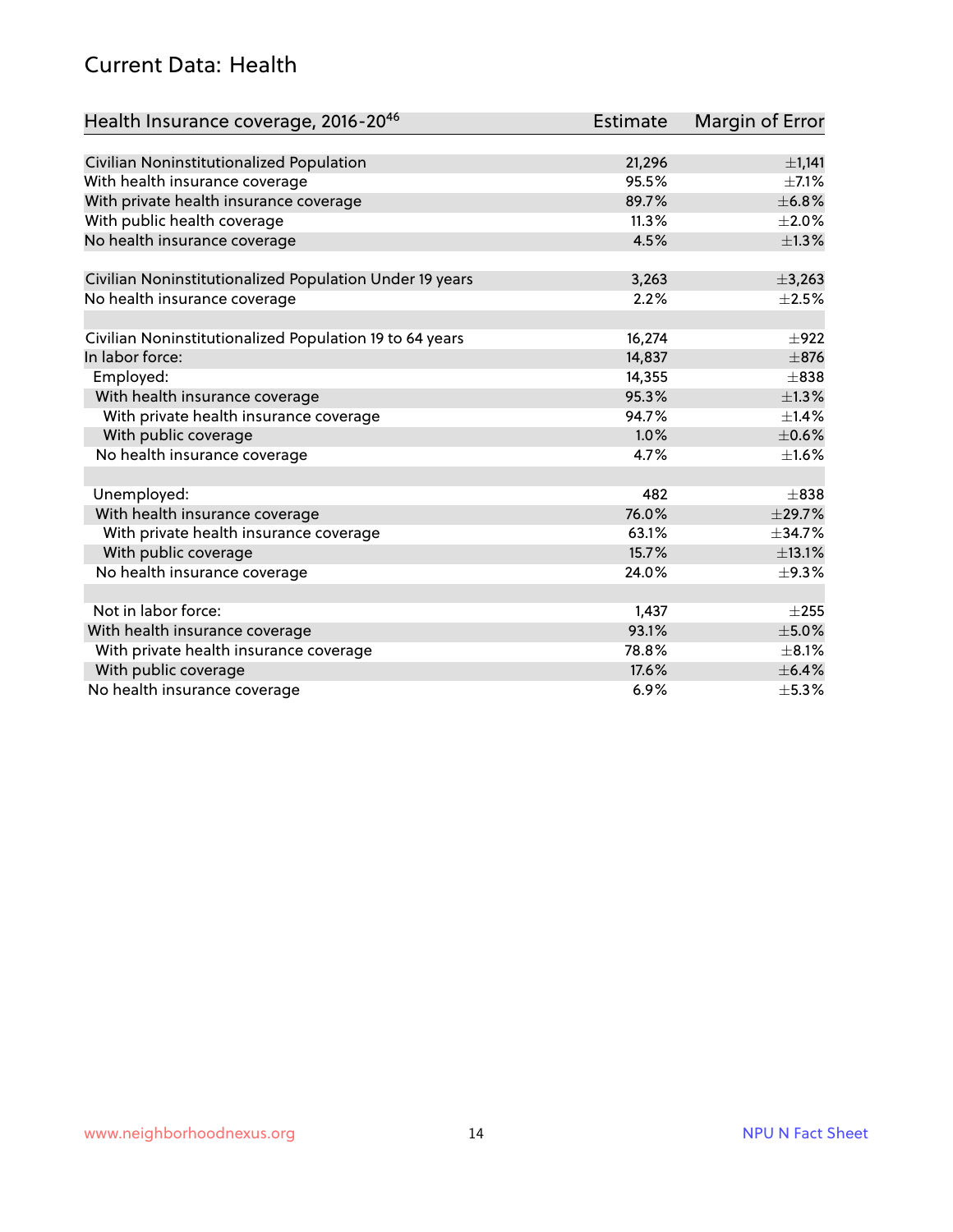## Current Data: Health

| Health Insurance coverage, 2016-20[46] | Estimate | Margin of Error |
|---|---|---|
| Civilian Noninstitutionalized Population | 21,296 | ±1,141 |
| With health insurance coverage | 95.5% | ±7.1% |
| With private health insurance coverage | 89.7% | ±6.8% |
| With public health coverage | 11.3% | ±2.0% |
| No health insurance coverage | 4.5% | ±1.3% |
| | | |
| Civilian Noninstitutionalized Population Under 19 years | 3,263 | ±3,263 |
| No health insurance coverage | 2.2% | ±2.5% |
| | | |
| Civilian Noninstitutionalized Population 19 to 64 years | 16,274 | ±922 |
| In labor force: | 14,837 | ±876 |
| Employed: | 14,355 | ±838 |
| With health insurance coverage | 95.3% | ±1.3% |
| With private health insurance coverage | 94.7% | ±1.4% |
| With public coverage | 1.0% | ±0.6% |
| No health insurance coverage | 4.7% | ±1.6% |
| | | |
| Unemployed: | 482 | ±838 |
| With health insurance coverage | 76.0% | ±29.7% |
| With private health insurance coverage | 63.1% | ±34.7% |
| With public coverage | 15.7% | ±13.1% |
| No health insurance coverage | 24.0% | ±9.3% |
| | | |
| Not in labor force: | 1,437 | ±255 |
| With health insurance coverage | 93.1% | ±5.0% |
| With private health insurance coverage | 78.8% | ±8.1% |
| With public coverage | 17.6% | ±6.4% |
| No health insurance coverage | 6.9% | ±5.3% |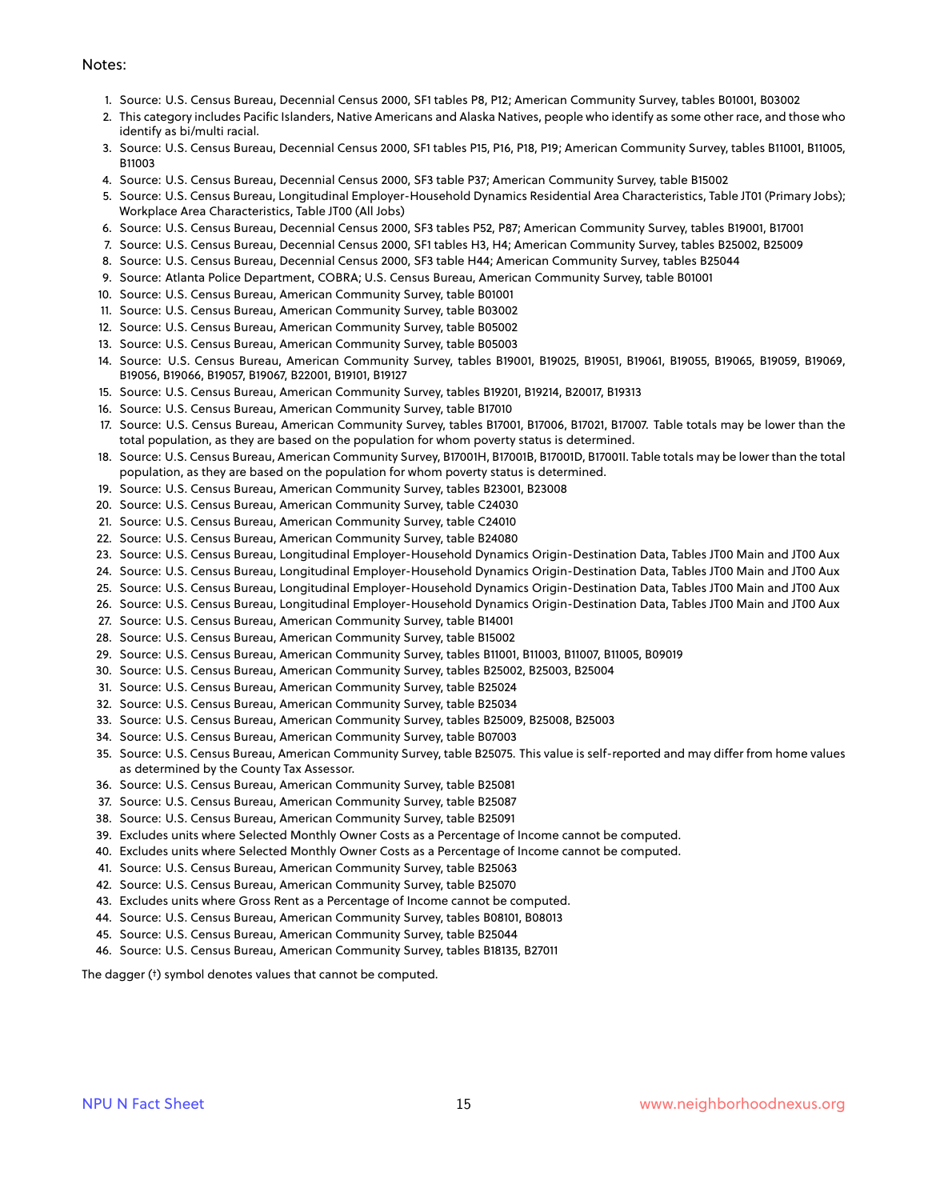Notes:

1. Source: U.S. Census Bureau, Decennial Census 2000, SF1 tables P8, P12; American Community Survey, tables B01001, B03002
2. This category includes Pacific Islanders, Native Americans and Alaska Natives, people who identify as some other race, and those who identify as bi/multi racial.
3. Source: U.S. Census Bureau, Decennial Census 2000, SF1 tables P15, P16, P18, P19; American Community Survey, tables B11001, B11005, B11003
4. Source: U.S. Census Bureau, Decennial Census 2000, SF3 table P37; American Community Survey, table B15002
5. Source: U.S. Census Bureau, Longitudinal Employer-Household Dynamics Residential Area Characteristics, Table JT01 (Primary Jobs); Workplace Area Characteristics, Table JT00 (All Jobs)
6. Source: U.S. Census Bureau, Decennial Census 2000, SF3 tables P52, P87; American Community Survey, tables B19001, B17001
7. Source: U.S. Census Bureau, Decennial Census 2000, SF1 tables H3, H4; American Community Survey, tables B25002, B25009
8. Source: U.S. Census Bureau, Decennial Census 2000, SF3 table H44; American Community Survey, tables B25044
9. Source: Atlanta Police Department, COBRA; U.S. Census Bureau, American Community Survey, table B01001
10. Source: U.S. Census Bureau, American Community Survey, table B01001
11. Source: U.S. Census Bureau, American Community Survey, table B03002
12. Source: U.S. Census Bureau, American Community Survey, table B05002
13. Source: U.S. Census Bureau, American Community Survey, table B05003
14. Source: U.S. Census Bureau, American Community Survey, tables B19001, B19025, B19051, B19061, B19055, B19065, B19059, B19069, B19056, B19066, B19057, B19067, B22001, B19101, B19127
15. Source: U.S. Census Bureau, American Community Survey, tables B19201, B19214, B20017, B19313
16. Source: U.S. Census Bureau, American Community Survey, table B17010
17. Source: U.S. Census Bureau, American Community Survey, tables B17001, B17006, B17021, B17007. Table totals may be lower than the total population, as they are based on the population for whom poverty status is determined.
18. Source: U.S. Census Bureau, American Community Survey, B17001H, B17001B, B17001D, B17001I. Table totals may be lower than the total population, as they are based on the population for whom poverty status is determined.
19. Source: U.S. Census Bureau, American Community Survey, tables B23001, B23008
20. Source: U.S. Census Bureau, American Community Survey, table C24030
21. Source: U.S. Census Bureau, American Community Survey, table C24010
22. Source: U.S. Census Bureau, American Community Survey, table B24080
23. Source: U.S. Census Bureau, Longitudinal Employer-Household Dynamics Origin-Destination Data, Tables JT00 Main and JT00 Aux
24. Source: U.S. Census Bureau, Longitudinal Employer-Household Dynamics Origin-Destination Data, Tables JT00 Main and JT00 Aux
25. Source: U.S. Census Bureau, Longitudinal Employer-Household Dynamics Origin-Destination Data, Tables JT00 Main and JT00 Aux
26. Source: U.S. Census Bureau, Longitudinal Employer-Household Dynamics Origin-Destination Data, Tables JT00 Main and JT00 Aux
27. Source: U.S. Census Bureau, American Community Survey, table B14001
28. Source: U.S. Census Bureau, American Community Survey, table B15002
29. Source: U.S. Census Bureau, American Community Survey, tables B11001, B11003, B11007, B11005, B09019
30. Source: U.S. Census Bureau, American Community Survey, tables B25002, B25003, B25004
31. Source: U.S. Census Bureau, American Community Survey, table B25024
32. Source: U.S. Census Bureau, American Community Survey, table B25034
33. Source: U.S. Census Bureau, American Community Survey, tables B25009, B25008, B25003
34. Source: U.S. Census Bureau, American Community Survey, table B07003
35. Source: U.S. Census Bureau, American Community Survey, table B25075. This value is self-reported and may differ from home values as determined by the County Tax Assessor.
36. Source: U.S. Census Bureau, American Community Survey, table B25081
37. Source: U.S. Census Bureau, American Community Survey, table B25087
38. Source: U.S. Census Bureau, American Community Survey, table B25091
39. Excludes units where Selected Monthly Owner Costs as a Percentage of Income cannot be computed.
40. Excludes units where Selected Monthly Owner Costs as a Percentage of Income cannot be computed.
41. Source: U.S. Census Bureau, American Community Survey, table B25063
42. Source: U.S. Census Bureau, American Community Survey, table B25070
43. Excludes units where Gross Rent as a Percentage of Income cannot be computed.
44. Source: U.S. Census Bureau, American Community Survey, tables B08101, B08013
45. Source: U.S. Census Bureau, American Community Survey, table B25044
46. Source: U.S. Census Bureau, American Community Survey, tables B18135, B27011

The dagger (†) symbol denotes values that cannot be computed.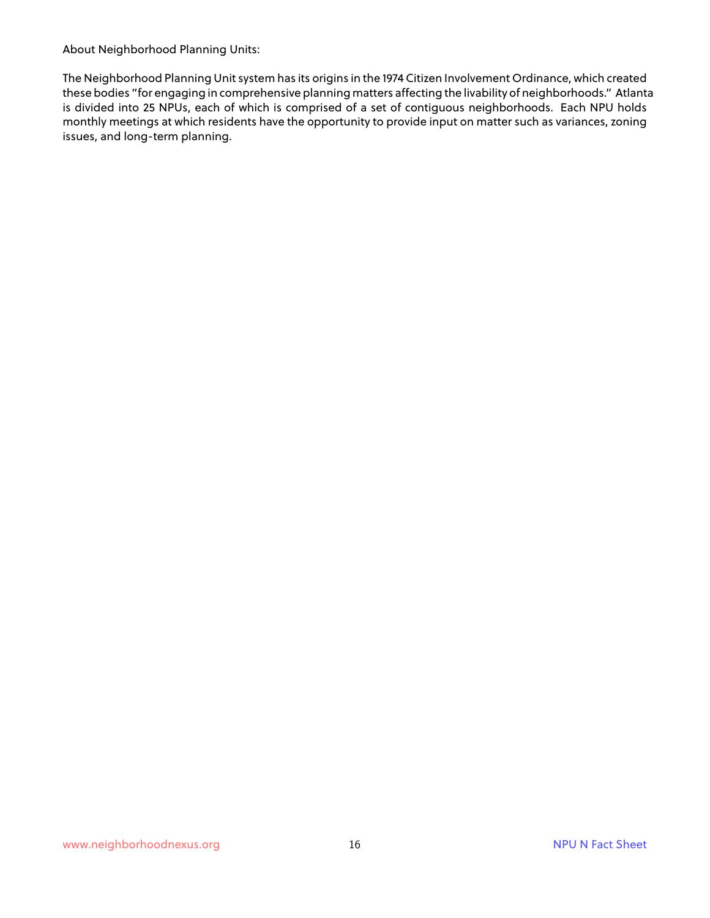About Neighborhood Planning Units:

The Neighborhood Planning Unit system has its origins in the 1974 Citizen Involvement Ordinance, which created these bodies "for engaging in comprehensive planning matters affecting the livability of neighborhoods." Atlanta is divided into 25 NPUs, each of which is comprised of a set of contiguous neighborhoods. Each NPU holds monthly meetings at which residents have the opportunity to provide input on matter such as variances, zoning issues, and long-term planning.